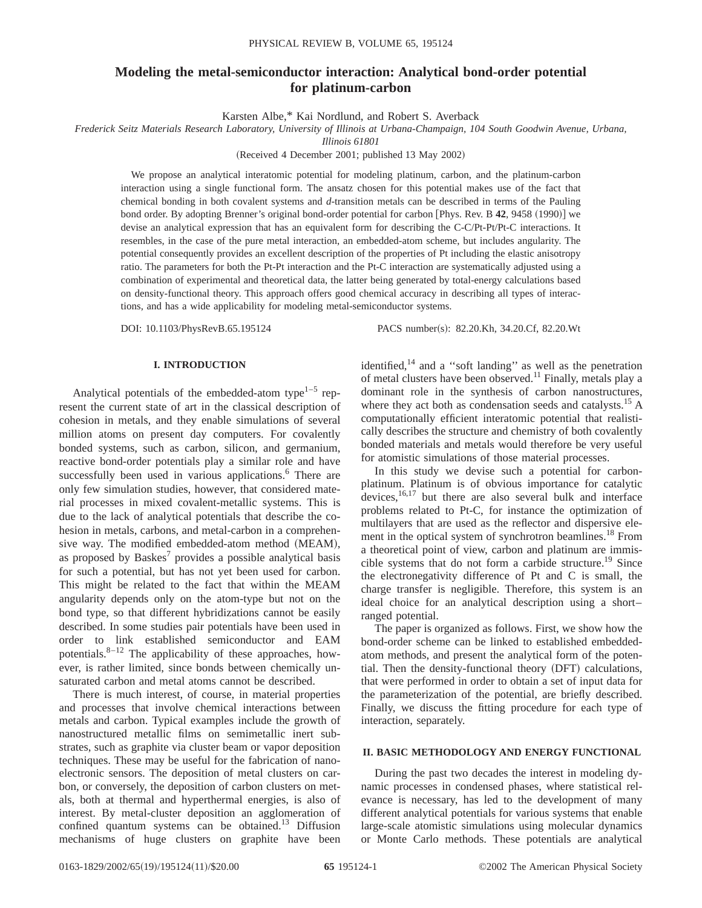# Modeling the metal-semiconductor interaction: Analytical bond-order potential for platinum-carbon

Karsten Albe,* Kai Nordlund, and Robert S. Averback

*Frederick Seitz Materials Research Laboratory, University of Illinois at Urbana-Champaign, 104 South Goodwin Avenue, Urbana, Illinois 61801*

(Received 4 December 2001; published 13 May 2002)

We propose an analytical interatomic potential for modeling platinum, carbon, and the platinum-carbon interaction using a single functional form. The ansatz chosen for this potential makes use of the fact that chemical bonding in both covalent systems and $d$-transition metals can be described in terms of the Pauling bond order. By adopting Brenner's original bond-order potential for carbon [Phys. Rev. B **42**, 9458 (1990)] we devise an analytical expression that has an equivalent form for describing the C-C/Pt-Pt/Pt-C interactions. It resembles, in the case of the pure metal interaction, an embedded-atom scheme, but includes angularity. The potential consequently provides an excellent description of the properties of Pt including the elastic anisotropy ratio. The parameters for both the Pt-Pt interaction and the Pt-C interaction are systematically adjusted using a combination of experimental and theoretical data, the latter being generated by total-energy calculations based on density-functional theory. This approach offers good chemical accuracy in describing all types of interactions, and has a wide applicability for modeling metal-semiconductor systems.

DOI: 10.1103/PhysRevB.65.195124 PACS number(s): 82.20.Kh, 34.20.Cf, 82.20.Wt

## I. INTRODUCTION

Analytical potentials of the embedded-atom type[1–5] represent the current state of art in the classical description of cohesion in metals, and they enable simulations of several million atoms on present day computers. For covalently bonded systems, such as carbon, silicon, and germanium, reactive bond-order potentials play a similar role and have successfully been used in various applications.[6] There are only few simulation studies, however, that considered material processes in mixed covalent-metallic systems. This is due to the lack of analytical potentials that describe the cohesion in metals, carbons, and metal-carbon in a comprehensive way. The modified embedded-atom method (MEAM), as proposed by Baskes[7] provides a possible analytical basis for such a potential, but has not yet been used for carbon. This might be related to the fact that within the MEAM angularity depends only on the atom-type but not on the bond type, so that different hybridizations cannot be easily described. In some studies pair potentials have been used in order to link established semiconductor and EAM potentials.[8–12] The applicability of these approaches, however, is rather limited, since bonds between chemically unsaturated carbon and metal atoms cannot be described.

There is much interest, of course, in material properties and processes that involve chemical interactions between metals and carbon. Typical examples include the growth of nanostructured metallic films on semimetallic inert substrates, such as graphite via cluster beam or vapor deposition techniques. These may be useful for the fabrication of nanoelectronic sensors. The deposition of metal clusters on carbon, or conversely, the deposition of carbon clusters on metals, both at thermal and hyperthermal energies, is also of interest. By metal-cluster deposition an agglomeration of confined quantum systems can be obtained.[13] Diffusion mechanisms of huge clusters on graphite have been identified,[14] and a ''soft landing'' as well as the penetration of metal clusters have been observed.[11] Finally, metals play a dominant role in the synthesis of carbon nanostructures, where they act both as condensation seeds and catalysts.[15] A computationally efficient interatomic potential that realistically describes the structure and chemistry of both covalently bonded materials and metals would therefore be very useful for atomistic simulations of those material processes.

In this study we devise such a potential for carbon-platinum. Platinum is of obvious importance for catalytic devices,[16,17] but there are also several bulk and interface problems related to Pt-C, for instance the optimization of multilayers that are used as the reflector and dispersive element in the optical system of synchrotron beamlines.[18] From a theoretical point of view, carbon and platinum are immiscible systems that do not form a carbide structure.[19] Since the electronegativity difference of Pt and C is small, the charge transfer is negligible. Therefore, this system is an ideal choice for an analytical description using a short–ranged potential.

The paper is organized as follows. First, we show how the bond-order scheme can be linked to established embedded-atom methods, and present the analytical form of the potential. Then the density-functional theory (DFT) calculations, that were performed in order to obtain a set of input data for the parameterization of the potential, are briefly described. Finally, we discuss the fitting procedure for each type of interaction, separately.

## II. BASIC METHODOLOGY AND ENERGY FUNCTIONAL

During the past two decades the interest in modeling dynamic processes in condensed phases, where statistical relevance is necessary, has led to the development of many different analytical potentials for various systems that enable large-scale atomistic simulations using molecular dynamics or Monte Carlo methods. These potentials are analytical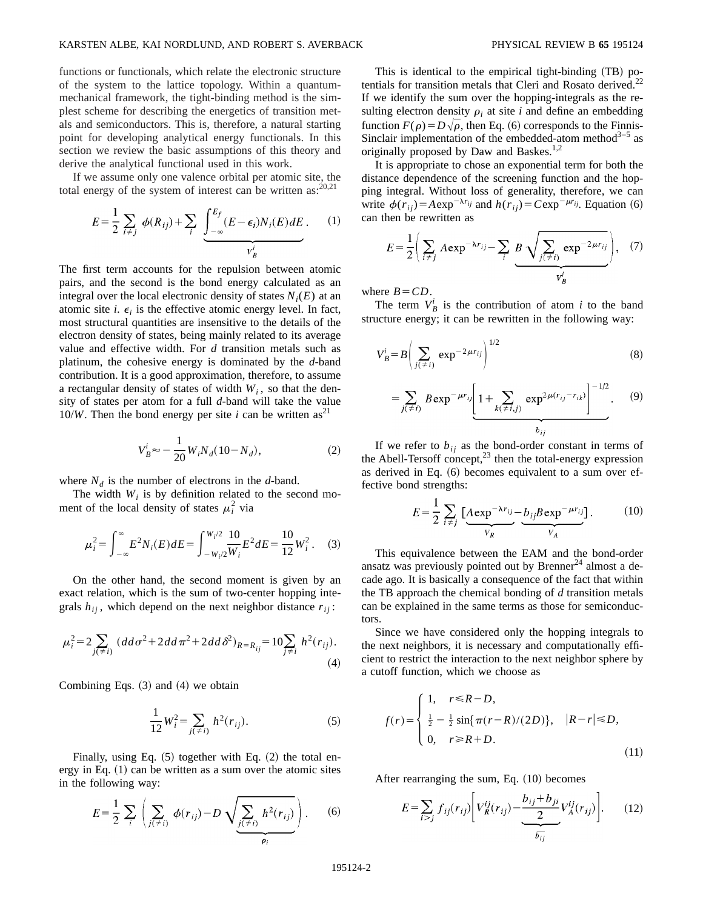functions or functionals, which relate the electronic structure of the system to the lattice topology. Within a quantum-mechanical framework, the tight-binding method is the simplest scheme for describing the energetics of transition metals and semiconductors. This is, therefore, a natural starting point for developing analytical energy functionals. In this section we review the basic assumptions of this theory and derive the analytical functional used in this work.

If we assume only one valence orbital per atomic site, the total energy of the system of interest can be written as:[20,21]

$$E=\frac{1}{2}\sum_{i\neq j}\phi(R_{ij})+\sum_{i}\underbrace{\int_{-\infty}^{E_f}(E-\epsilon_i)N_i(E)dE}_{V_B^i}. \tag{1}$$

The first term accounts for the repulsion between atomic pairs, and the second is the bond energy calculated as an integral over the local electronic density of states $N_i(E)$ at an atomic site $i$. $\epsilon_i$ is the effective atomic energy level. In fact, most structural quantities are insensitive to the details of the electron density of states, being mainly related to its average value and effective width. For $d$ transition metals such as platinum, the cohesive energy is dominated by the $d$-band contribution. It is a good approximation, therefore, to assume a rectangular density of states of width $W_i$, so that the density of states per atom for a full $d$-band will take the value $10/W$. Then the bond energy per site $i$ can be written as[21]

$$V_B^i\approx-\frac{1}{20}W_iN_d(10-N_d), \tag{2}$$

where $N_d$ is the number of electrons in the $d$-band.

The width $W_i$ is by definition related to the second moment of the local density of states $\mu_i^2$ via

$$\mu_i^2=\int_{-\infty}^{\infty}E^2N_i(E)dE=\int_{-W_i/2}^{W_i/2}\frac{10}{W_i}E^2dE=\frac{10}{12}W_i^2. \tag{3}$$

On the other hand, the second moment is given by an exact relation, which is the sum of two-center hopping integrals $h_{ij}$, which depend on the next neighbor distance $r_{ij}$:

$$\mu_i^2=2\sum_{j(\neq i)}(dd\sigma^2+2dd\pi^2+2dd\delta^2)_{R=R_{ij}}=10\sum_{j\neq i}h^2(r_{ij}). \tag{4}$$

Combining Eqs. (3) and (4) we obtain

$$\frac{1}{12}W_i^2=\sum_{j(\neq i)}h^2(r_{ij}). \tag{5}$$

Finally, using Eq. (5) together with Eq. (2) the total energy in Eq. (1) can be written as a sum over the atomic sites in the following way:

$$E=\frac{1}{2}\sum_i\left(\sum_{j(\neq i)}\phi(r_{ij})-D\sqrt{\underbrace{\sum_{j(\neq i)}h^2(r_{ij})}_{\rho_i}}\right). \tag{6}$$

This is identical to the empirical tight-binding (TB) potentials for transition metals that Cleri and Rosato derived.[22] If we identify the sum over the hopping-integrals as the resulting electron density $\rho_i$ at site $i$ and define an embedding function $F(\rho)=D\sqrt{\rho}$, then Eq. (6) corresponds to the Finnis-Sinclair implementation of the embedded-atom method[3–5] as originally proposed by Daw and Baskes.[1,2]

It is appropriate to chose an exponential term for both the distance dependence of the screening function and the hopping integral. Without loss of generality, therefore, we can write $\phi(r_{ij})=A\exp^{-\lambda r_{ij}}$ and $h(r_{ij})=C\exp^{-\mu r_{ij}}$. Equation (6) can then be rewritten as

$$E=\frac{1}{2}\left(\sum_{i\neq j}A\exp^{-\lambda r_{ij}}-\sum_i\underbrace{B\sqrt{\sum_{j(\neq i)}\exp^{-2\mu r_{ij}}}}_{V_B^i}\right), \tag{7}$$

where $B=CD$.

The term $V_B^i$ is the contribution of atom $i$ to the band structure energy; it can be rewritten in the following way:

$$V_B^i=B\left(\sum_{j(\neq i)}\exp^{-2\mu r_{ij}}\right)^{1/2} \tag{8}$$

$$=\sum_{j(\neq i)}B\exp^{-\mu r_{ij}}\underbrace{\left[1+\sum_{k(\neq i,j)}\exp^{2\mu(r_{ij}-r_{ik})}\right]^{-1/2}}_{b_{ij}}. \tag{9}$$

If we refer to $b_{ij}$ as the bond-order constant in terms of the Abell-Tersoff concept,[23] then the total-energy expression as derived in Eq. (6) becomes equivalent to a sum over effective bond strengths:

$$E=\frac{1}{2}\sum_{i\neq j}[\underbrace{A\exp^{-\lambda r_{ij}}}_{V_R}-\underbrace{b_{ij}B\exp^{-\mu r_{ij}}}_{V_A}]. \tag{10}$$

This equivalence between the EAM and the bond-order ansatz was previously pointed out by Brenner[24] almost a decade ago. It is basically a consequence of the fact that within the TB approach the chemical bonding of $d$ transition metals can be explained in the same terms as those for semiconductors.

Since we have considered only the hopping integrals to the next neighbors, it is necessary and computationally efficient to restrict the interaction to the next neighbor sphere by a cutoff function, which we choose as

$$f(r)=\begin{cases}1, & r\leqslant R-D,\\ \frac{1}{2}-\frac{1}{2}\sin\{\pi(r-R)/(2D)\}, & |R-r|\leqslant D,\\ 0, & r\geqslant R+D.\end{cases} \tag{11}$$

After rearranging the sum, Eq. (10) becomes

$$E=\sum_{i>j}f_{ij}(r_{ij})\left[V_R^{ij}(r_{ij})-\underbrace{\frac{b_{ij}+b_{ji}}{2}}_{\overline{b_{ij}}}V_A^{ij}(r_{ij})\right]. \tag{12}$$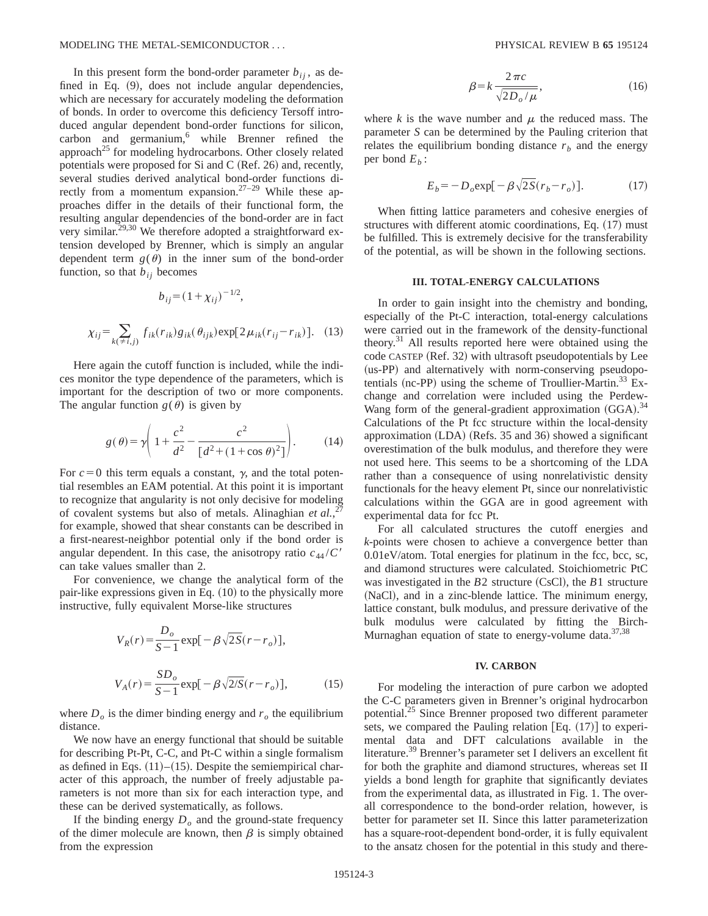In this present form the bond-order parameter $b_{ij}$, as defined in Eq. (9), does not include angular dependencies, which are necessary for accurately modeling the deformation of bonds. In order to overcome this deficiency Tersoff introduced angular dependent bond-order functions for silicon, carbon and germanium,[6] while Brenner refined the approach[25] for modeling hydrocarbons. Other closely related potentials were proposed for Si and C (Ref. 26) and, recently, several studies derived analytical bond-order functions directly from a momentum expansion.[27–29] While these approaches differ in the details of their functional form, the resulting angular dependencies of the bond-order are in fact very similar.[29,30] We therefore adopted a straightforward extension developed by Brenner, which is simply an angular dependent term $g(\theta)$ in the inner sum of the bond-order function, so that $b_{ij}$ becomes

$$b_{ij}=(1+\chi_{ij})^{-1/2},$$

$$\chi_{ij}=\sum_{k(\neq i,j)} f_{ik}(r_{ik})g_{ik}(\theta_{ijk})\exp[2\mu_{ik}(r_{ij}-r_{ik})]. \quad (13)$$

Here again the cutoff function is included, while the indices monitor the type dependence of the parameters, which is important for the description of two or more components. The angular function $g(\theta)$ is given by

$$g(\theta)=\gamma\left(1+\frac{c^2}{d^2}-\frac{c^2}{[d^2+(1+\cos\theta)^2]}\right). \quad (14)$$

For $c=0$ this term equals a constant, $\gamma$, and the total potential resembles an EAM potential. At this point it is important to recognize that angularity is not only decisive for modeling of covalent systems but also of metals. Alinaghian *et al.*,[27] for example, showed that shear constants can be described in a first-nearest-neighbor potential only if the bond order is angular dependent. In this case, the anisotropy ratio $c_{44}/C'$ can take values smaller than 2.

For convenience, we change the analytical form of the pair-like expressions given in Eq. (10) to the physically more instructive, fully equivalent Morse-like structures

$$V_R(r)=\frac{D_o}{S-1}\exp[-\beta\sqrt{2S}(r-r_o)],$$

$$V_A(r)=\frac{SD_o}{S-1}\exp[-\beta\sqrt{2/S}(r-r_o)], \quad (15)$$

where $D_o$ is the dimer binding energy and $r_o$ the equilibrium distance.

We now have an energy functional that should be suitable for describing Pt-Pt, C-C, and Pt-C within a single formalism as defined in Eqs. (11)–(15). Despite the semiempirical character of this approach, the number of freely adjustable parameters is not more than six for each interaction type, and these can be derived systematically, as follows.

If the binding energy $D_o$ and the ground-state frequency of the dimer molecule are known, then $\beta$ is simply obtained from the expression

$$\beta=k\frac{2\pi c}{\sqrt{2D_o/\mu}}, \quad (16)$$

where $k$ is the wave number and $\mu$ the reduced mass. The parameter $S$ can be determined by the Pauling criterion that relates the equilibrium bonding distance $r_b$ and the energy per bond $E_b$:

$$E_b=-D_o\exp[-\beta\sqrt{2S}(r_b-r_o)]. \quad (17)$$

When fitting lattice parameters and cohesive energies of structures with different atomic coordinations, Eq. (17) must be fulfilled. This is extremely decisive for the transferability of the potential, as will be shown in the following sections.

## III. TOTAL-ENERGY CALCULATIONS

In order to gain insight into the chemistry and bonding, especially of the Pt-C interaction, total-energy calculations were carried out in the framework of the density-functional theory.[31] All results reported here were obtained using the code CASTEP (Ref. 32) with ultrasoft pseudopotentials by Lee (us-PP) and alternatively with norm-conserving pseudopotentials (nc-PP) using the scheme of Troullier-Martin.[33] Exchange and correlation were included using the Perdew-Wang form of the general-gradient approximation (GGA).[34] Calculations of the Pt fcc structure within the local-density approximation (LDA) (Refs. 35 and 36) showed a significant overestimation of the bulk modulus, and therefore they were not used here. This seems to be a shortcoming of the LDA rather than a consequence of using nonrelativistic density functionals for the heavy element Pt, since our nonrelativistic calculations within the GGA are in good agreement with experimental data for fcc Pt.

For all calculated structures the cutoff energies and $k$-points were chosen to achieve a convergence better than 0.01eV/atom. Total energies for platinum in the fcc, bcc, sc, and diamond structures were calculated. Stoichiometric PtC was investigated in the $B2$ structure (CsCl), the $B1$ structure (NaCl), and in a zinc-blende lattice. The minimum energy, lattice constant, bulk modulus, and pressure derivative of the bulk modulus were calculated by fitting the Birch-Murnaghan equation of state to energy-volume data.[37,38]

## IV. CARBON

For modeling the interaction of pure carbon we adopted the C-C parameters given in Brenner's original hydrocarbon potential.[25] Since Brenner proposed two different parameter sets, we compared the Pauling relation [Eq. (17)] to experimental data and DFT calculations available in the literature.[39] Brenner's parameter set I delivers an excellent fit for both the graphite and diamond structures, whereas set II yields a bond length for graphite that significantly deviates from the experimental data, as illustrated in Fig. 1. The overall correspondence to the bond-order relation, however, is better for parameter set II. Since this latter parameterization has a square-root-dependent bond-order, it is fully equivalent to the ansatz chosen for the potential in this study and there-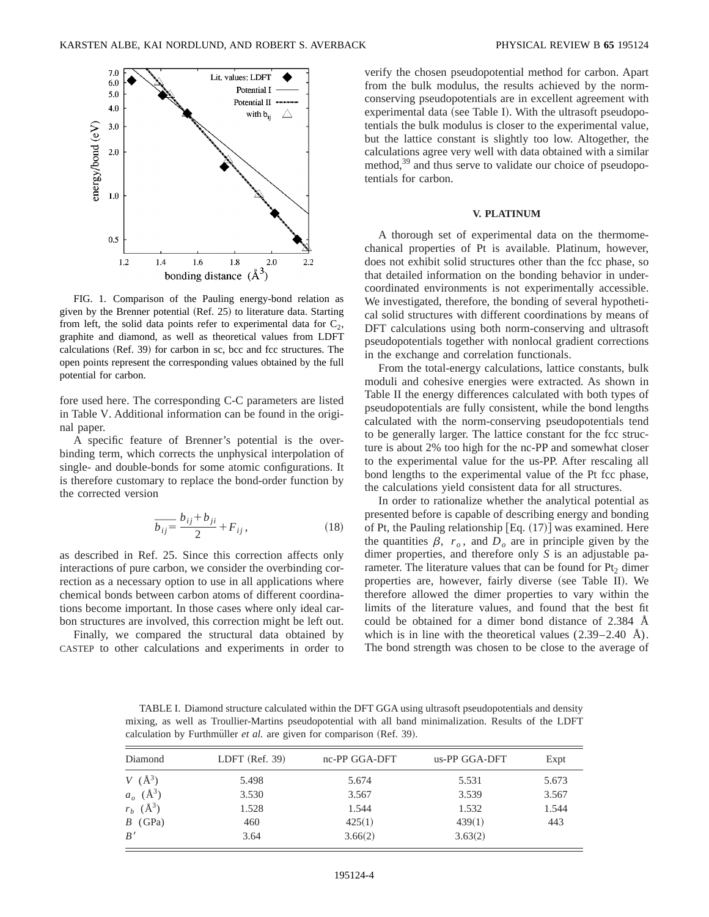FIG. 1. Comparison of the Pauling energy-bond relation as given by the Brenner potential (Ref. 25) to literature data. Starting from left, the solid data points refer to experimental data for $C_2$, graphite and diamond, as well as theoretical values from LDFT calculations (Ref. 39) for carbon in sc, bcc and fcc structures. The open points represent the corresponding values obtained by the full potential for carbon.

fore used here. The corresponding C-C parameters are listed in Table V. Additional information can be found in the original paper.

A specific feature of Brenner's potential is the overbinding term, which corrects the unphysical interpolation of single- and double-bonds for some atomic configurations. It is therefore customary to replace the bond-order function by the corrected version

$$\overline{b_{ij}} = \frac{b_{ij} + b_{ji}}{2} + F_{ij}, \tag{18}$$

as described in Ref. 25. Since this correction affects only interactions of pure carbon, we consider the overbinding correction as a necessary option to use in all applications where chemical bonds between carbon atoms of different coordinations become important. In those cases where only ideal carbon structures are involved, this correction might be left out.

Finally, we compared the structural data obtained by CASTEP to other calculations and experiments in order to verify the chosen pseudopotential method for carbon. Apart from the bulk modulus, the results achieved by the norm-conserving pseudopotentials are in excellent agreement with experimental data (see Table I). With the ultrasoft pseudopotentials the bulk modulus is closer to the experimental value, but the lattice constant is slightly too low. Altogether, the calculations agree very well with data obtained with a similar method,[39] and thus serve to validate our choice of pseudopotentials for carbon.

## V. PLATINUM

A thorough set of experimental data on the thermomechanical properties of Pt is available. Platinum, however, does not exhibit solid structures other than the fcc phase, so that detailed information on the bonding behavior in undercoordinated environments is not experimentally accessible. We investigated, therefore, the bonding of several hypothetical solid structures with different coordinations by means of DFT calculations using both norm-conserving and ultrasoft pseudopotentials together with nonlocal gradient corrections in the exchange and correlation functionals.

From the total-energy calculations, lattice constants, bulk moduli and cohesive energies were extracted. As shown in Table II the energy differences calculated with both types of pseudopotentials are fully consistent, while the bond lengths calculated with the norm-conserving pseudopotentials tend to be generally larger. The lattice constant for the fcc structure is about 2% too high for the nc-PP and somewhat closer to the experimental value for the us-PP. After rescaling all bond lengths to the experimental value of the Pt fcc phase, the calculations yield consistent data for all structures.

In order to rationalize whether the analytical potential as presented before is capable of describing energy and bonding of Pt, the Pauling relationship [Eq. (17)] was examined. Here the quantities $\beta$, $r_o$, and $D_o$ are in principle given by the dimer properties, and therefore only $S$ is an adjustable parameter. The literature values that can be found for $Pt_2$ dimer properties are, however, fairly diverse (see Table II). We therefore allowed the dimer properties to vary within the limits of the literature values, and found that the best fit could be obtained for a dimer bond distance of 2.384 Å which is in line with the theoretical values (2.39–2.40 Å). The bond strength was chosen to be close to the average of

TABLE I. Diamond structure calculated within the DFT GGA using ultrasoft pseudopotentials and density mixing, as well as Troullier-Martins pseudopotential with all band minimalization. Results of the LDFT calculation by Furthmüller *et al.* are given for comparison (Ref. 39).

| Diamond | LDFT (Ref. 39) | nc-PP GGA-DFT | us-PP GGA-DFT | Expt |
|---|---|---|---|---|
| $V$ (Å$^3$) | 5.498 | 5.674 | 5.531 | 5.673 |
| $a_o$ (Å$^3$) | 3.530 | 3.567 | 3.539 | 3.567 |
| $r_b$ (Å$^3$) | 1.528 | 1.544 | 1.532 | 1.544 |
| $B$ (GPa) | 460 | 425(1) | 439(1) | 443 |
| $B'$ | 3.64 | 3.66(2) | 3.63(2) | |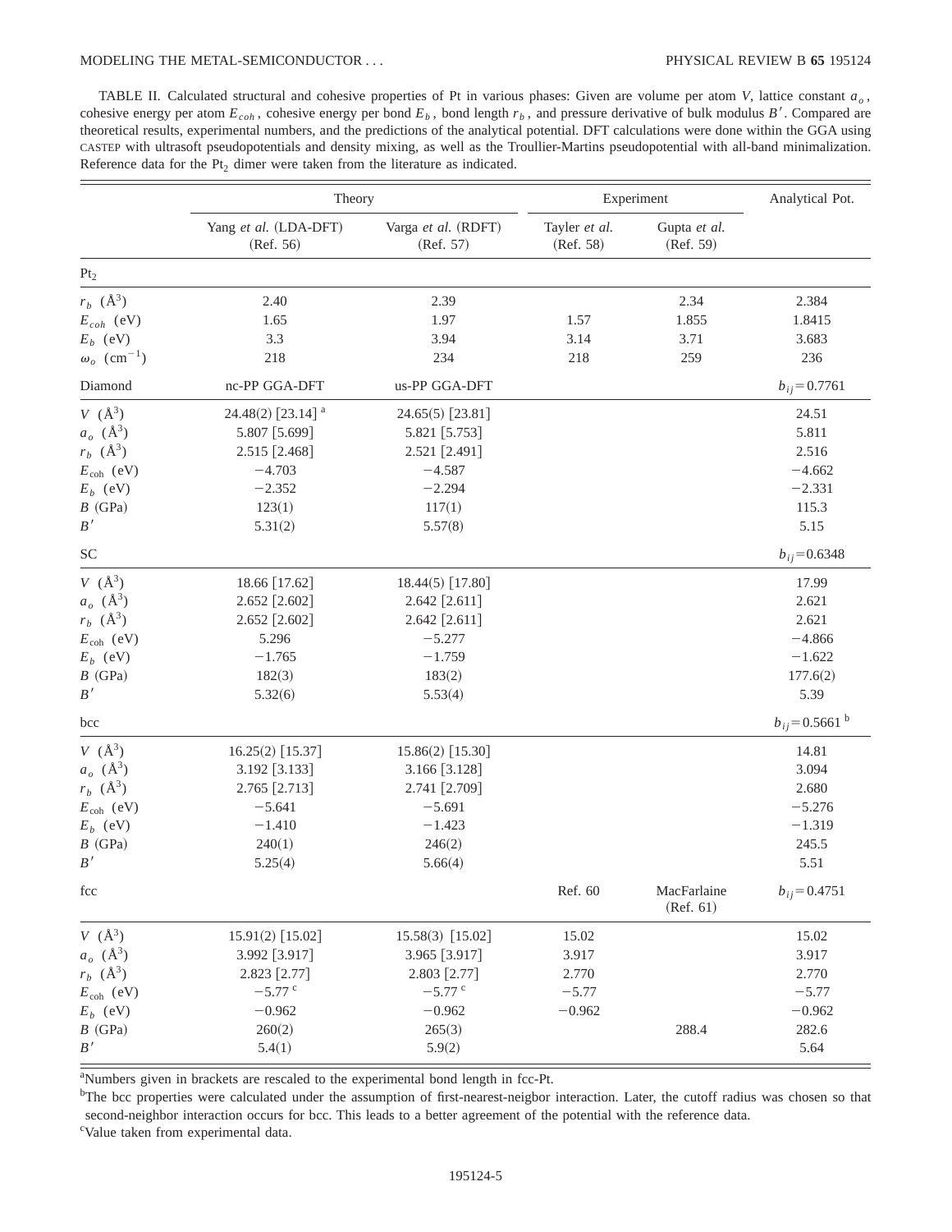TABLE II. Calculated structural and cohesive properties of Pt in various phases: Given are volume per atom $V$, lattice constant $a_o$, cohesive energy per atom $E_{coh}$, cohesive energy per bond $E_b$, bond length $r_b$, and pressure derivative of bulk modulus $B'$. Compared are theoretical results, experimental numbers, and the predictions of the analytical potential. DFT calculations were done within the GGA using CASTEP with ultrasoft pseudopotentials and density mixing, as well as the Troullier-Martins pseudopotential with all-band minimalization. Reference data for the $Pt_2$ dimer were taken from the literature as indicated.

| | Theory | | Experiment | | Analytical Pot. |
|---|---|---|---|---|---|
| | Yang *et al.* (LDA-DFT) (Ref. 56) | Varga *et al.* (RDFT) (Ref. 57) | Tayler *et al.* (Ref. 58) | Gupta *et al.* (Ref. 59) | |
| $Pt_2$ | | | | | |
| $r_b$ (Å$^3$) | 2.40 | 2.39 | | 2.34 | 2.384 |
| $E_{coh}$ (eV) | 1.65 | 1.97 | 1.57 | 1.855 | 1.8415 |
| $E_b$ (eV) | 3.3 | 3.94 | 3.14 | 3.71 | 3.683 |
| $\omega_o$ (cm$^{-1}$) | 218 | 234 | 218 | 259 | 236 |
| Diamond | nc-PP GGA-DFT | us-PP GGA-DFT | | | $b_{ij}=0.7761$ |
| $V$ (Å$^3$) | 24.48(2) [23.14] [a] | 24.65(5) [23.81] | | | 24.51 |
| $a_o$ (Å$^3$) | 5.807 [5.699] | 5.821 [5.753] | | | 5.811 |
| $r_b$ (Å$^3$) | 2.515 [2.468] | 2.521 [2.491] | | | 2.516 |
| $E_{\rm coh}$ (eV) | −4.703 | −4.587 | | | −4.662 |
| $E_b$ (eV) | −2.352 | −2.294 | | | −2.331 |
| $B$ (GPa) | 123(1) | 117(1) | | | 115.3 |
| $B'$ | 5.31(2) | 5.57(8) | | | 5.15 |
| SC | | | | | $b_{ij}=0.6348$ |
| $V$ (Å$^3$) | 18.66 [17.62] | 18.44(5) [17.80] | | | 17.99 |
| $a_o$ (Å$^3$) | 2.652 [2.602] | 2.642 [2.611] | | | 2.621 |
| $r_b$ (Å$^3$) | 2.652 [2.602] | 2.642 [2.611] | | | 2.621 |
| $E_{\rm coh}$ (eV) | 5.296 | −5.277 | | | −4.866 |
| $E_b$ (eV) | −1.765 | −1.759 | | | −1.622 |
| $B$ (GPa) | 182(3) | 183(2) | | | 177.6(2) |
| $B'$ | 5.32(6) | 5.53(4) | | | 5.39 |
| bcc | | | | | $b_{ij}=0.5661$ [b] |
| $V$ (Å$^3$) | 16.25(2) [15.37] | 15.86(2) [15.30] | | | 14.81 |
| $a_o$ (Å$^3$) | 3.192 [3.133] | 3.166 [3.128] | | | 3.094 |
| $r_b$ (Å$^3$) | 2.765 [2.713] | 2.741 [2.709] | | | 2.680 |
| $E_{\rm coh}$ (eV) | −5.641 | −5.691 | | | −5.276 |
| $E_b$ (eV) | −1.410 | −1.423 | | | −1.319 |
| $B$ (GPa) | 240(1) | 246(2) | | | 245.5 |
| $B'$ | 5.25(4) | 5.66(4) | | | 5.51 |
| fcc | | | Ref. 60 | MacFarlaine (Ref. 61) | $b_{ij}=0.4751$ |
| $V$ (Å$^3$) | 15.91(2) [15.02] | 15.58(3) [15.02] | 15.02 | | 15.02 |
| $a_o$ (Å$^3$) | 3.992 [3.917] | 3.965 [3.917] | 3.917 | | 3.917 |
| $r_b$ (Å$^3$) | 2.823 [2.77] | 2.803 [2.77] | 2.770 | | 2.770 |
| $E_{\rm coh}$ (eV) | −5.77 [c] | −5.77 [c] | −5.77 | | −5.77 |
| $E_b$ (eV) | −0.962 | −0.962 | −0.962 | | −0.962 |
| $B$ (GPa) | 260(2) | 265(3) | | 288.4 | 282.6 |
| $B'$ | 5.4(1) | 5.9(2) | | | 5.64 |

[a]Numbers given in brackets are rescaled to the experimental bond length in fcc-Pt.

[b]The bcc properties were calculated under the assumption of first-nearest-neigbor interaction. Later, the cutoff radius was chosen so that second-neighbor interaction occurs for bcc. This leads to a better agreement of the potential with the reference data.

[c]Value taken from experimental data.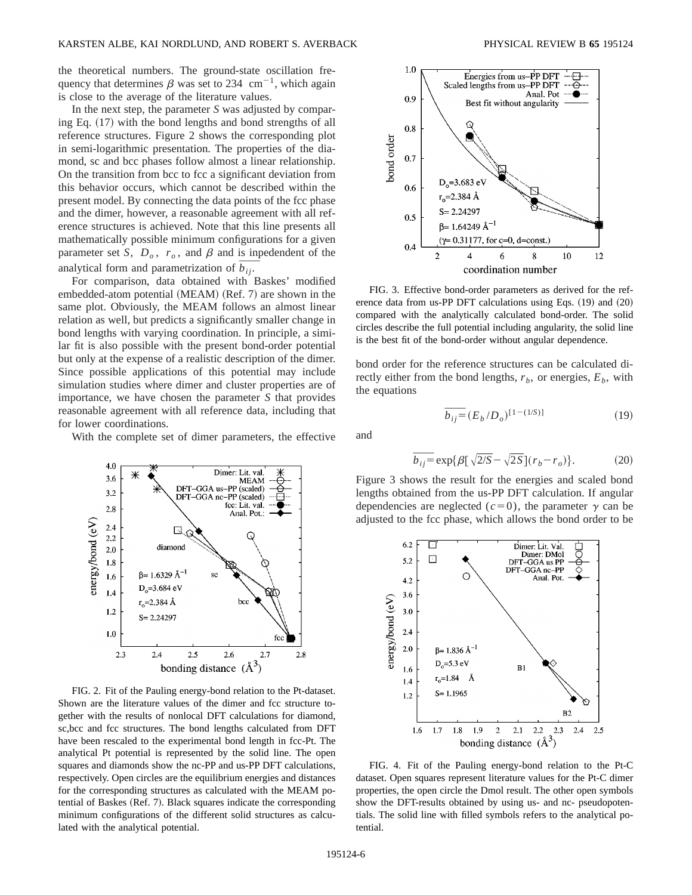the theoretical numbers. The ground-state oscillation frequency that determines $\beta$ was set to 234 $\mathrm{cm}^{-1}$, which again is close to the average of the literature values.

In the next step, the parameter $S$ was adjusted by comparing Eq. (17) with the bond lengths and bond strengths of all reference structures. Figure 2 shows the corresponding plot in semi-logarithmic presentation. The properties of the diamond, sc and bcc phases follow almost a linear relationship. On the transition from bcc to fcc a significant deviation from this behavior occurs, which cannot be described within the present model. By connecting the data points of the fcc phase and the dimer, however, a reasonable agreement with all reference structures is achieved. Note that this line presents all mathematically possible minimum configurations for a given parameter set $S$, $D_o$, $r_o$, and $\beta$ and is inpedendent of the analytical form and parametrization of $\overline{b_{ij}}$.

For comparison, data obtained with Baskes' modified embedded-atom potential (MEAM) (Ref. 7) are shown in the same plot. Obviously, the MEAM follows an almost linear relation as well, but predicts a significantly smaller change in bond lengths with varying coordination. In principle, a similar fit is also possible with the present bond-order potential but only at the expense of a realistic description of the dimer. Since possible applications of this potential may include simulation studies where dimer and cluster properties are of importance, we have chosen the parameter $S$ that provides reasonable agreement with all reference data, including that for lower coordinations.

With the complete set of dimer parameters, the effective bond order for the reference structures can be calculated directly either from the bond lengths, $r_b$, or energies, $E_b$, with the equations

$$\overline{b_{ij}} = (E_b/D_o)^{[1-(1/S)]} \tag{19}$$

and

$$\overline{b_{ij}} = \exp\{\beta[\sqrt{2/S} - \sqrt{2S}](r_b - r_o)\}. \tag{20}$$

Figure 3 shows the result for the energies and scaled bond lengths obtained from the us-PP DFT calculation. If angular dependencies are neglected ($c=0$), the parameter $\gamma$ can be adjusted to the fcc phase, which allows the bond order to be

FIG. 2. Fit of the Pauling energy-bond relation to the Pt-dataset. Shown are the literature values of the dimer and fcc structure together with the results of nonlocal DFT calculations for diamond, sc,bcc and fcc structures. The bond lengths calculated from DFT have been rescaled to the experimental bond length in fcc-Pt. The analytical Pt potential is represented by the solid line. The open squares and diamonds show the nc-PP and us-PP DFT calculations, respectively. Open circles are the equilibrium energies and distances for the corresponding structures as calculated with the MEAM potential of Baskes (Ref. 7). Black squares indicate the corresponding minimum configurations of the different solid structures as calculated with the analytical potential.

FIG. 3. Effective bond-order parameters as derived for the reference data from us-PP DFT calculations using Eqs. (19) and (20) compared with the analytically calculated bond-order. The solid circles describe the full potential including angularity, the solid line is the best fit of the bond-order without angular dependence.

FIG. 4. Fit of the Pauling energy-bond relation to the Pt-C dataset. Open squares represent literature values for the Pt-C dimer properties, the open circle the Dmol result. The other open symbols show the DFT-results obtained by using us- and nc- pseudopotentials. The solid line with filled symbols refers to the analytical potential.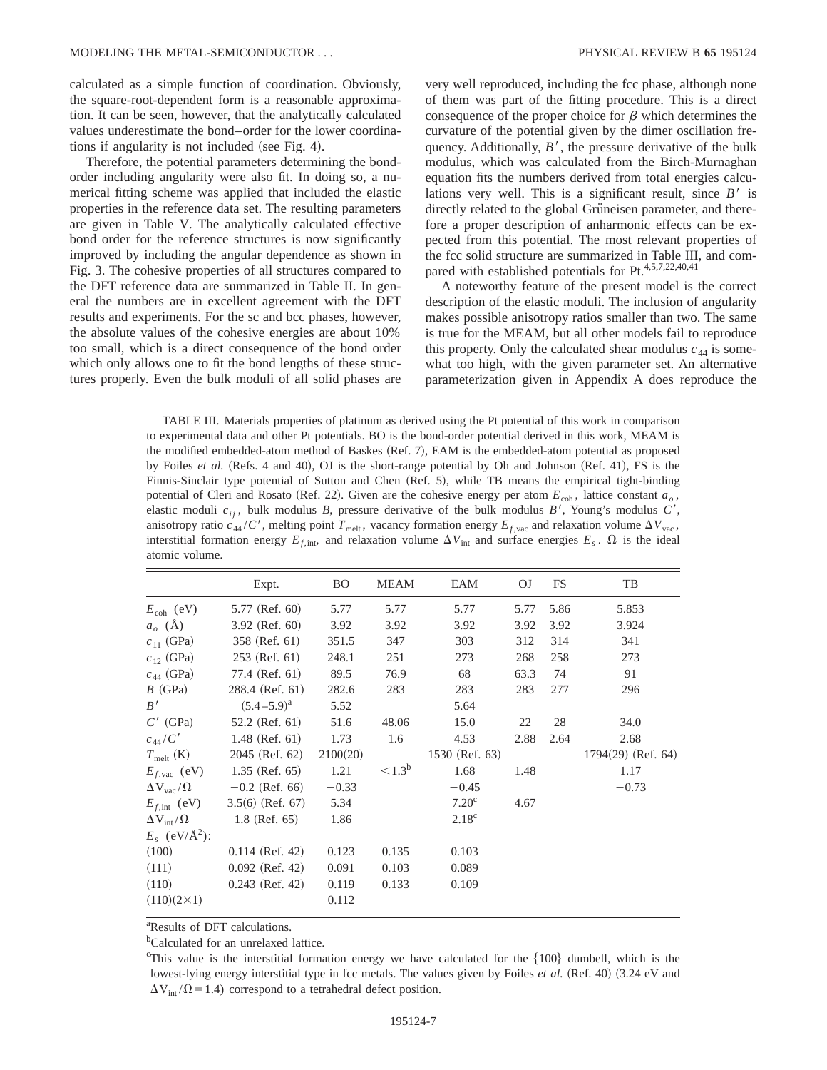calculated as a simple function of coordination. Obviously, the square-root-dependent form is a reasonable approximation. It can be seen, however, that the analytically calculated values underestimate the bond–order for the lower coordinations if angularity is not included (see Fig. 4).

Therefore, the potential parameters determining the bond-order including angularity were also fit. In doing so, a numerical fitting scheme was applied that included the elastic properties in the reference data set. The resulting parameters are given in Table V. The analytically calculated effective bond order for the reference structures is now significantly improved by including the angular dependence as shown in Fig. 3. The cohesive properties of all structures compared to the DFT reference data are summarized in Table II. In general the numbers are in excellent agreement with the DFT results and experiments. For the sc and bcc phases, however, the absolute values of the cohesive energies are about 10% too small, which is a direct consequence of the bond order which only allows one to fit the bond lengths of these structures properly. Even the bulk moduli of all solid phases are very well reproduced, including the fcc phase, although none of them was part of the fitting procedure. This is a direct consequence of the proper choice for $\beta$ which determines the curvature of the potential given by the dimer oscillation frequency. Additionally, $B'$, the pressure derivative of the bulk modulus, which was calculated from the Birch-Murnaghan equation fits the numbers derived from total energies calculations very well. This is a significant result, since $B'$ is directly related to the global Grüneisen parameter, and therefore a proper description of anharmonic effects can be expected from this potential. The most relevant properties of the fcc solid structure are summarized in Table III, and compared with established potentials for Pt.[4,5,7,22,40,41]

A noteworthy feature of the present model is the correct description of the elastic moduli. The inclusion of angularity makes possible anisotropy ratios smaller than two. The same is true for the MEAM, but all other models fail to reproduce this property. Only the calculated shear modulus $c_{44}$ is somewhat too high, with the given parameter set. An alternative parameterization given in Appendix A does reproduce the

TABLE III. Materials properties of platinum as derived using the Pt potential of this work in comparison to experimental data and other Pt potentials. BO is the bond-order potential derived in this work, MEAM is the modified embedded-atom method of Baskes (Ref. 7), EAM is the embedded-atom potential as proposed by Foiles *et al.* (Refs. 4 and 40), OJ is the short-range potential by Oh and Johnson (Ref. 41), FS is the Finnis-Sinclair type potential of Sutton and Chen (Ref. 5), while TB means the empirical tight-binding potential of Cleri and Rosato (Ref. 22). Given are the cohesive energy per atom $E_{\mathrm{coh}}$, lattice constant $a_o$, elastic moduli $c_{ij}$, bulk modulus $B$, pressure derivative of the bulk modulus $B'$, Young's modulus $C'$, anisotropy ratio $c_{44}/C'$, melting point $T_{\mathrm{melt}}$, vacancy formation energy $E_{f,\mathrm{vac}}$ and relaxation volume $\Delta V_{\mathrm{vac}}$, interstitial formation energy $E_{f,\mathrm{int}}$, and relaxation volume $\Delta V_{\mathrm{int}}$ and surface energies $E_s$. $\Omega$ is the ideal atomic volume.

| | Expt. | BO | MEAM | EAM | OJ | FS | TB |
|---|---|---|---|---|---|---|---|
| $E_{\mathrm{coh}}$ (eV) | 5.77 (Ref. 60) | 5.77 | 5.77 | 5.77 | 5.77 | 5.86 | 5.853 |
| $a_o$ (Å) | 3.92 (Ref. 60) | 3.92 | 3.92 | 3.92 | 3.92 | 3.92 | 3.924 |
| $c_{11}$ (GPa) | 358 (Ref. 61) | 351.5 | 347 | 303 | 312 | 314 | 341 |
| $c_{12}$ (GPa) | 253 (Ref. 61) | 248.1 | 251 | 273 | 268 | 258 | 273 |
| $c_{44}$ (GPa) | 77.4 (Ref. 61) | 89.5 | 76.9 | 68 | 63.3 | 74 | 91 |
| $B$ (GPa) | 288.4 (Ref. 61) | 282.6 | 283 | 283 | 283 | 277 | 296 |
| $B'$ | (5.4–5.9)[a] | 5.52 | | 5.64 | | | |
| $C'$ (GPa) | 52.2 (Ref. 61) | 51.6 | 48.06 | 15.0 | 22 | 28 | 34.0 |
| $c_{44}/C'$ | 1.48 (Ref. 61) | 1.73 | 1.6 | 4.53 | 2.88 | 2.64 | 2.68 |
| $T_{\mathrm{melt}}$ (K) | 2045 (Ref. 62) | 2100(20) | | 1530 (Ref. 63) | | | 1794(29) (Ref. 64) |
| $E_{f,\mathrm{vac}}$ (eV) | 1.35 (Ref. 65) | 1.21 | <1.3[b] | 1.68 | 1.48 | | 1.17 |
| $\Delta V_{\mathrm{vac}}/\Omega$ | −0.2 (Ref. 66) | −0.33 | | −0.45 | | | −0.73 |
| $E_{f,\mathrm{int}}$ (eV) | 3.5(6) (Ref. 67) | 5.34 | | 7.20[c] | 4.67 | | |
| $\Delta V_{\mathrm{int}}/\Omega$ | 1.8 (Ref. 65) | 1.86 | | 2.18[c] | | | |
| $E_s$ (eV/Å$^2$): | | | | | | | |
| (100) | 0.114 (Ref. 42) | 0.123 | 0.135 | 0.103 | | | |
| (111) | 0.092 (Ref. 42) | 0.091 | 0.103 | 0.089 | | | |
| (110) | 0.243 (Ref. 42) | 0.119 | 0.133 | 0.109 | | | |
| (110)(2×1) | | 0.112 | | | | | |

[a]Results of DFT calculations.

[b]Calculated for an unrelaxed lattice.

[c]This value is the interstitial formation energy we have calculated for the {100} dumbell, which is the lowest-lying energy interstitial type in fcc metals. The values given by Foiles *et al.* (Ref. 40) (3.24 eV and $\Delta V_{\mathrm{int}}/\Omega = 1.4$) correspond to a tetrahedral defect position.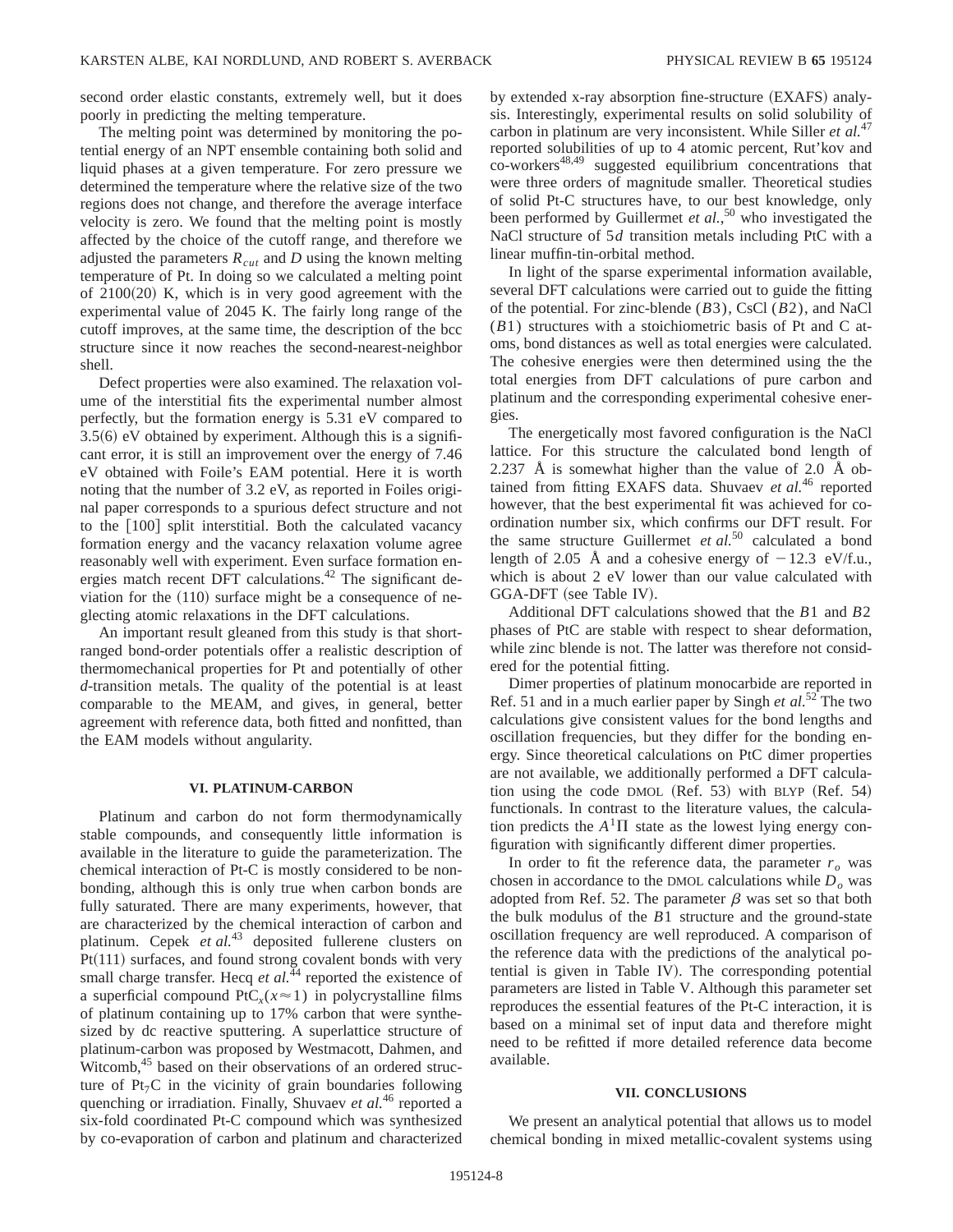second order elastic constants, extremely well, but it does poorly in predicting the melting temperature.

The melting point was determined by monitoring the potential energy of an NPT ensemble containing both solid and liquid phases at a given temperature. For zero pressure we determined the temperature where the relative size of the two regions does not change, and therefore the average interface velocity is zero. We found that the melting point is mostly affected by the choice of the cutoff range, and therefore we adjusted the parameters $R_{cut}$ and $D$ using the known melting temperature of Pt. In doing so we calculated a melting point of 2100(20) K, which is in very good agreement with the experimental value of 2045 K. The fairly long range of the cutoff improves, at the same time, the description of the bcc structure since it now reaches the second-nearest-neighbor shell.

Defect properties were also examined. The relaxation volume of the interstitial fits the experimental number almost perfectly, but the formation energy is 5.31 eV compared to 3.5(6) eV obtained by experiment. Although this is a significant error, it is still an improvement over the energy of 7.46 eV obtained with Foile's EAM potential. Here it is worth noting that the number of 3.2 eV, as reported in Foiles original paper corresponds to a spurious defect structure and not to the [100] split interstitial. Both the calculated vacancy formation energy and the vacancy relaxation volume agree reasonably well with experiment. Even surface formation energies match recent DFT calculations.[42] The significant deviation for the (110) surface might be a consequence of neglecting atomic relaxations in the DFT calculations.

An important result gleaned from this study is that short-ranged bond-order potentials offer a realistic description of thermomechanical properties for Pt and potentially of other $d$-transition metals. The quality of the potential is at least comparable to the MEAM, and gives, in general, better agreement with reference data, both fitted and nonfitted, than the EAM models without angularity.

## VI. PLATINUM-CARBON

Platinum and carbon do not form thermodynamically stable compounds, and consequently little information is available in the literature to guide the parameterization. The chemical interaction of Pt-C is mostly considered to be non-bonding, although this is only true when carbon bonds are fully saturated. There are many experiments, however, that are characterized by the chemical interaction of carbon and platinum. Cepek *et al.*[43] deposited fullerene clusters on Pt(111) surfaces, and found strong covalent bonds with very small charge transfer. Hecq *et al.*[44] reported the existence of a superficial compound $PtC_x (x \approx 1)$ in polycrystalline films of platinum containing up to 17% carbon that were synthesized by dc reactive sputtering. A superlattice structure of platinum-carbon was proposed by Westmacott, Dahmen, and Witcomb,[45] based on their observations of an ordered structure of $Pt_7C$ in the vicinity of grain boundaries following quenching or irradiation. Finally, Shuvaev *et al.*[46] reported a six-fold coordinated Pt-C compound which was synthesized by co-evaporation of carbon and platinum and characterized by extended x-ray absorption fine-structure (EXAFS) analysis. Interestingly, experimental results on solid solubility of carbon in platinum are very inconsistent. While Siller *et al.*[47] reported solubilities of up to 4 atomic percent, Rut'kov and co-workers[48,49] suggested equilibrium concentrations that were three orders of magnitude smaller. Theoretical studies of solid Pt-C structures have, to our best knowledge, only been performed by Guillermet *et al.*,[50] who investigated the NaCl structure of $5d$ transition metals including PtC with a linear muffin-tin-orbital method.

In light of the sparse experimental information available, several DFT calculations were carried out to guide the fitting of the potential. For zinc-blende ($B3$), CsCl ($B2$), and NaCl ($B1$) structures with a stoichiometric basis of Pt and C atoms, bond distances as well as total energies were calculated. The cohesive energies were then determined using the the total energies from DFT calculations of pure carbon and platinum and the corresponding experimental cohesive energies.

The energetically most favored configuration is the NaCl lattice. For this structure the calculated bond length of 2.237 Å is somewhat higher than the value of 2.0 Å obtained from fitting EXAFS data. Shuvaev *et al.*[46] reported however, that the best experimental fit was achieved for coordination number six, which confirms our DFT result. For the same structure Guillermet *et al.*[50] calculated a bond length of 2.05 Å and a cohesive energy of $-12.3$ eV/f.u., which is about 2 eV lower than our value calculated with GGA-DFT (see Table IV).

Additional DFT calculations showed that the $B1$ and $B2$ phases of PtC are stable with respect to shear deformation, while zinc blende is not. The latter was therefore not considered for the potential fitting.

Dimer properties of platinum monocarbide are reported in Ref. 51 and in a much earlier paper by Singh *et al.*[52] The two calculations give consistent values for the bond lengths and oscillation frequencies, but they differ for the bonding energy. Since theoretical calculations on PtC dimer properties are not available, we additionally performed a DFT calculation using the code DMOL (Ref. 53) with BLYP (Ref. 54) functionals. In contrast to the literature values, the calculation predicts the $A^1\Pi$ state as the lowest lying energy configuration with significantly different dimer properties.

In order to fit the reference data, the parameter $r_o$ was chosen in accordance to the DMOL calculations while $D_o$ was adopted from Ref. 52. The parameter $\beta$ was set so that both the bulk modulus of the $B1$ structure and the ground-state oscillation frequency are well reproduced. A comparison of the reference data with the predictions of the analytical potential is given in Table IV). The corresponding potential parameters are listed in Table V. Although this parameter set reproduces the essential features of the Pt-C interaction, it is based on a minimal set of input data and therefore might need to be refitted if more detailed reference data become available.

## VII. CONCLUSIONS

We present an analytical potential that allows us to model chemical bonding in mixed metallic-covalent systems using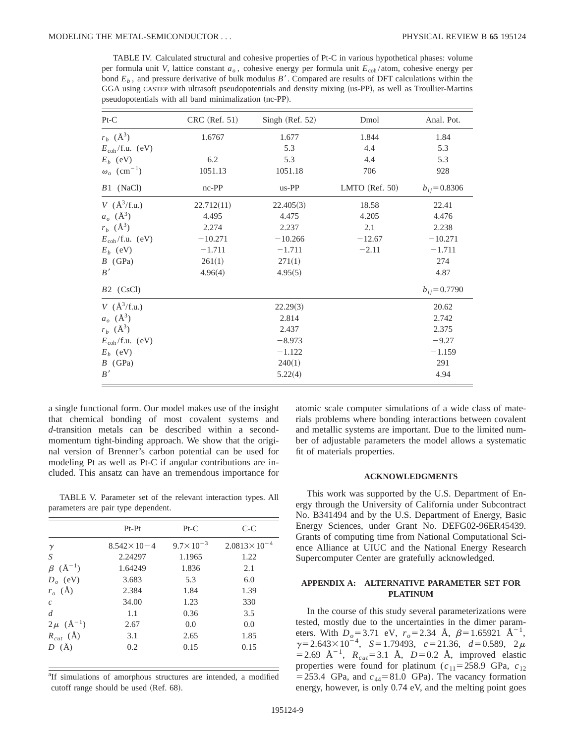TABLE IV. Calculated structural and cohesive properties of Pt-C in various hypothetical phases: volume per formula unit $V$, lattice constant $a_o$, cohesive energy per formula unit $E_{coh}$/atom, cohesive energy per bond $E_b$, and pressure derivative of bulk modulus $B'$. Compared are results of DFT calculations within the GGA using CASTEP with ultrasoft pseudopotentials and density mixing (us-PP), as well as Troullier-Martins pseudopotentials with all band minimalization (nc-PP).

| Pt-C | CRC (Ref. 51) | Singh (Ref. 52) | Dmol | Anal. Pot. |
|---|---|---|---|---|
| $r_b$ (Å$^3$) | 1.6767 | 1.677 | 1.844 | 1.84 |
| $E_{coh}$/f.u. (eV) | | 5.3 | 4.4 | 5.3 |
| $E_b$ (eV) | 6.2 | 5.3 | 4.4 | 5.3 |
| $\omega_o$ (cm$^{-1}$) | 1051.13 | 1051.18 | 706 | 928 |
| $B1$ (NaCl) | nc-PP | us-PP | LMTO (Ref. 50) | $b_{ij}=0.8306$ |
| $V$ (Å$^3$/f.u.) | 22.712(11) | 22.405(3) | 18.58 | 22.41 |
| $a_o$ (Å$^3$) | 4.495 | 4.475 | 4.205 | 4.476 |
| $r_b$ (Å$^3$) | 2.274 | 2.237 | 2.1 | 2.238 |
| $E_{coh}$/f.u. (eV) | −10.271 | −10.266 | −12.67 | −10.271 |
| $E_b$ (eV) | −1.711 | −1.711 | −2.11 | −1.711 |
| $B$ (GPa) | 261(1) | 271(1) | | 274 |
| $B'$ | 4.96(4) | 4.95(5) | | 4.87 |
| $B2$ (CsCl) | | | | $b_{ij}=0.7790$ |
| $V$ (Å$^3$/f.u.) | | 22.29(3) | | 20.62 |
| $a_o$ (Å$^3$) | | 2.814 | | 2.742 |
| $r_b$ (Å$^3$) | | 2.437 | | 2.375 |
| $E_{coh}$/f.u. (eV) | | −8.973 | | −9.27 |
| $E_b$ (eV) | | −1.122 | | −1.159 |
| $B$ (GPa) | | 240(1) | | 291 |
| $B'$ | | 5.22(4) | | 4.94 |

a single functional form. Our model makes use of the insight that chemical bonding of most covalent systems and $d$-transition metals can be described within a second-momentum tight-binding approach. We show that the original version of Brenner's carbon potential can be used for modeling Pt as well as Pt-C if angular contributions are included. This ansatz can have an tremendous importance for atomic scale computer simulations of a wide class of materials problems where bonding interactions between covalent and metallic systems are important. Due to the limited number of adjustable parameters the model allows a systematic fit of materials properties.

TABLE V. Parameter set of the relevant interaction types. All parameters are pair type dependent.

| | Pt-Pt | Pt-C | C-C |
|---|---|---|---|
| $\gamma$ | $8.542\times10-4$ | $9.7\times10^{-3}$ | $2.0813\times10^{-4}$ |
| $S$ | 2.24297 | 1.1965 | 1.22 |
| $\beta$ (Å$^{-1}$) | 1.64249 | 1.836 | 2.1 |
| $D_o$ (eV) | 3.683 | 5.3 | 6.0 |
| $r_o$ (Å) | 2.384 | 1.84 | 1.39 |
| $c$ | 34.00 | 1.23 | 330 |
| $d$ | 1.1 | 0.36 | 3.5 |
| $2\mu$ (Å$^{-1}$) | 2.67 | 0.0 | 0.0 |
| $R_{cut}$ (Å) | 3.1 | 2.65 | 1.85 |
| $D$ (Å) | 0.2 | 0.15 | 0.15 |

[a]If simulations of amorphous structures are intended, a modified cutoff range should be used (Ref. 68).

## ACKNOWLEDGMENTS

This work was supported by the U.S. Department of Energy through the University of California under Subcontract No. B341494 and by the U.S. Department of Energy, Basic Energy Sciences, under Grant No. DEFG02-96ER45439. Grants of computing time from National Computational Science Alliance at UIUC and the National Energy Research Supercomputer Center are gratefully acknowledged.

## APPENDIX A: ALTERNATIVE PARAMETER SET FOR PLATINUM

In the course of this study several parameterizations were tested, mostly due to the uncertainties in the dimer parameters. With $D_o=3.71$ eV, $r_o=2.34$ Å, $\beta=1.65921$ Å$^{-1}$, $\gamma=2.643\times10^{-4}$, $S=1.79493$, $c=21.36$, $d=0.589$, $2\mu=2.69$ Å$^{-1}$, $R_{cut}=3.1$ Å, $D=0.2$ Å, improved elastic properties were found for platinum ($c_{11}=258.9$ GPa, $c_{12}=253.4$ GPa, and $c_{44}=81.0$ GPa). The vacancy formation energy, however, is only 0.74 eV, and the melting point goes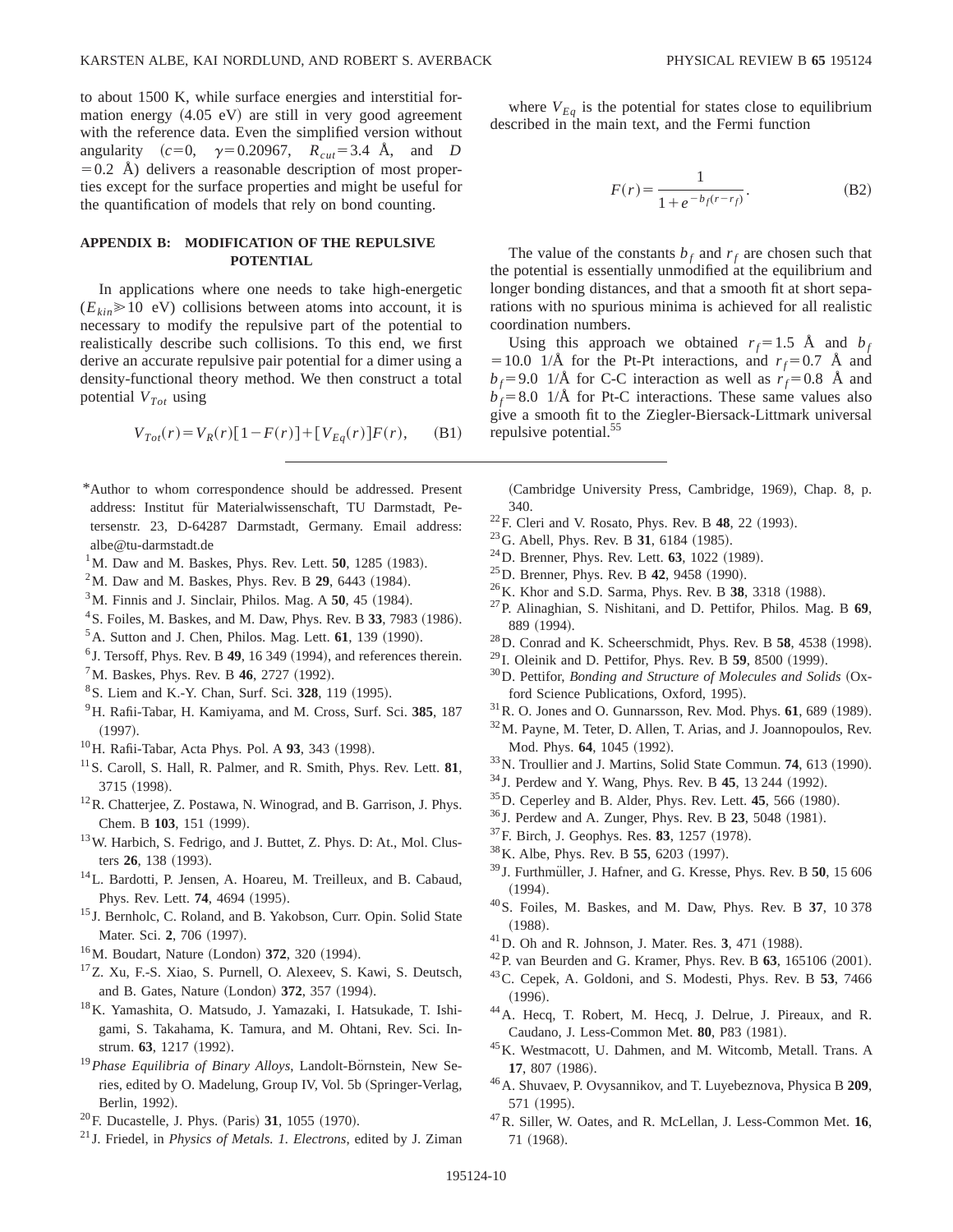to about 1500 K, while surface energies and interstitial formation energy (4.05 eV) are still in very good agreement with the reference data. Even the simplified version without angularity ($c=0$, $\gamma=0.20967$, $R_{cut}=3.4$ Å, and $D=0.2$ Å) delivers a reasonable description of most properties except for the surface properties and might be useful for the quantification of models that rely on bond counting.

## APPENDIX B: MODIFICATION OF THE REPULSIVE POTENTIAL

In applications where one needs to take high-energetic ($E_{kin} \gg 10$ eV) collisions between atoms into account, it is necessary to modify the repulsive part of the potential to realistically describe such collisions. To this end, we first derive an accurate repulsive pair potential for a dimer using a density-functional theory method. We then construct a total potential $V_{Tot}$ using

$$V_{Tot}(r) = V_R(r)[1-F(r)] + [V_{Eq}(r)]F(r), \qquad \text{(B1)}$$

where $V_{Eq}$ is the potential for states close to equilibrium described in the main text, and the Fermi function

$$F(r) = \frac{1}{1+e^{-b_f(r-r_f)}}. \qquad \text{(B2)}$$

The value of the constants $b_f$ and $r_f$ are chosen such that the potential is essentially unmodified at the equilibrium and longer bonding distances, and that a smooth fit at short separations with no spurious minima is achieved for all realistic coordination numbers.

Using this approach we obtained $r_f=1.5$ Å and $b_f=10.0$ 1/Å for the Pt-Pt interactions, and $r_f=0.7$ Å and $b_f=9.0$ 1/Å for C-C interaction as well as $r_f=0.8$ Å and $b_f=8.0$ 1/Å for Pt-C interactions. These same values also give a smooth fit to the Ziegler-Biersack-Littmark universal repulsive potential.[55]

---

*Author to whom correspondence should be addressed. Present address: Institut für Materialwissenschaft, TU Darmstadt, Petersenstr. 23, D-64287 Darmstadt, Germany. Email address: albe@tu-darmstadt.de

[1] M. Daw and M. Baskes, Phys. Rev. Lett. **50**, 1285 (1983).
[2] M. Daw and M. Baskes, Phys. Rev. B **29**, 6443 (1984).
[3] M. Finnis and J. Sinclair, Philos. Mag. A **50**, 45 (1984).
[4] S. Foiles, M. Baskes, and M. Daw, Phys. Rev. B **33**, 7983 (1986).
[5] A. Sutton and J. Chen, Philos. Mag. Lett. **61**, 139 (1990).
[6] J. Tersoff, Phys. Rev. B **49**, 16 349 (1994), and references therein.
[7] M. Baskes, Phys. Rev. B **46**, 2727 (1992).
[8] S. Liem and K.-Y. Chan, Surf. Sci. **328**, 119 (1995).
[9] H. Rafii-Tabar, H. Kamiyama, and M. Cross, Surf. Sci. **385**, 187 (1997).
[10] H. Rafii-Tabar, Acta Phys. Pol. A **93**, 343 (1998).
[11] S. Caroll, S. Hall, R. Palmer, and R. Smith, Phys. Rev. Lett. **81**, 3715 (1998).
[12] R. Chatterjee, Z. Postawa, N. Winograd, and B. Garrison, J. Phys. Chem. B **103**, 151 (1999).
[13] W. Harbich, S. Fedrigo, and J. Buttet, Z. Phys. D: At., Mol. Clusters **26**, 138 (1993).
[14] L. Bardotti, P. Jensen, A. Hoareu, M. Treilleux, and B. Cabaud, Phys. Rev. Lett. **74**, 4694 (1995).
[15] J. Bernholc, C. Roland, and B. Yakobson, Curr. Opin. Solid State Mater. Sci. **2**, 706 (1997).
[16] M. Boudart, Nature (London) **372**, 320 (1994).
[17] Z. Xu, F.-S. Xiao, S. Purnell, O. Alexeev, S. Kawi, S. Deutsch, and B. Gates, Nature (London) **372**, 357 (1994).
[18] K. Yamashita, O. Matsudo, J. Yamazaki, I. Hatsukade, T. Ishigami, S. Takahama, K. Tamura, and M. Ohtani, Rev. Sci. Instrum. **63**, 1217 (1992).
[19] *Phase Equilibria of Binary Alloys*, Landolt-Börnstein, New Series, edited by O. Madelung, Group IV, Vol. 5b (Springer-Verlag, Berlin, 1992).
[20] F. Ducastelle, J. Phys. (Paris) **31**, 1055 (1970).
[21] J. Friedel, in *Physics of Metals. 1. Electrons*, edited by J. Ziman (Cambridge University Press, Cambridge, 1969), Chap. 8, p. 340.
[22] F. Cleri and V. Rosato, Phys. Rev. B **48**, 22 (1993).
[23] G. Abell, Phys. Rev. B **31**, 6184 (1985).
[24] D. Brenner, Phys. Rev. Lett. **63**, 1022 (1989).
[25] D. Brenner, Phys. Rev. B **42**, 9458 (1990).
[26] K. Khor and S.D. Sarma, Phys. Rev. B **38**, 3318 (1988).
[27] P. Alinaghian, S. Nishitani, and D. Pettifor, Philos. Mag. B **69**, 889 (1994).
[28] D. Conrad and K. Scheerschmidt, Phys. Rev. B **58**, 4538 (1998).
[29] I. Oleinik and D. Pettifor, Phys. Rev. B **59**, 8500 (1999).
[30] D. Pettifor, *Bonding and Structure of Molecules and Solids* (Oxford Science Publications, Oxford, 1995).
[31] R. O. Jones and O. Gunnarsson, Rev. Mod. Phys. **61**, 689 (1989).
[32] M. Payne, M. Teter, D. Allen, T. Arias, and J. Joannopoulos, Rev. Mod. Phys. **64**, 1045 (1992).
[33] N. Troullier and J. Martins, Solid State Commun. **74**, 613 (1990).
[34] J. Perdew and Y. Wang, Phys. Rev. B **45**, 13 244 (1992).
[35] D. Ceperley and B. Alder, Phys. Rev. Lett. **45**, 566 (1980).
[36] J. Perdew and A. Zunger, Phys. Rev. B **23**, 5048 (1981).
[37] F. Birch, J. Geophys. Res. **83**, 1257 (1978).
[38] K. Albe, Phys. Rev. B **55**, 6203 (1997).
[39] J. Furthmüller, J. Hafner, and G. Kresse, Phys. Rev. B **50**, 15 606 (1994).
[40] S. Foiles, M. Baskes, and M. Daw, Phys. Rev. B **37**, 10 378 (1988).
[41] D. Oh and R. Johnson, J. Mater. Res. **3**, 471 (1988).
[42] P. van Beurden and G. Kramer, Phys. Rev. B **63**, 165106 (2001).
[43] C. Cepek, A. Goldoni, and S. Modesti, Phys. Rev. B **53**, 7466 (1996).
[44] A. Hecq, T. Robert, M. Hecq, J. Delrue, J. Pireaux, and R. Caudano, J. Less-Common Met. **80**, P83 (1981).
[45] K. Westmacott, U. Dahmen, and M. Witcomb, Metall. Trans. A **17**, 807 (1986).
[46] A. Shuvaev, P. Ovysannikov, and T. Luyebeznova, Physica B **209**, 571 (1995).
[47] R. Siller, W. Oates, and R. McLellan, J. Less-Common Met. **16**, 71 (1968).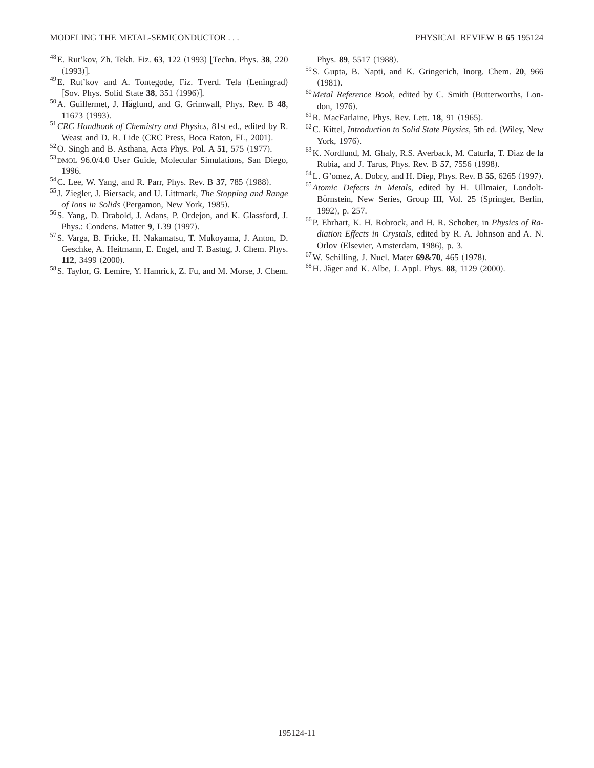[48] E. Rut'kov, Zh. Tekh. Fiz. **63**, 122 (1993) [Techn. Phys. **38**, 220 (1993)].

[49] E. Rut'kov and A. Tontegode, Fiz. Tverd. Tela (Leningrad) [Sov. Phys. Solid State **38**, 351 (1996)].

[50] A. Guillermet, J. Häglund, and G. Grimwall, Phys. Rev. B **48**, 11673 (1993).

[51] *CRC Handbook of Chemistry and Physics*, 81st ed., edited by R. Weast and D. R. Lide (CRC Press, Boca Raton, FL, 2001).

[52] O. Singh and B. Asthana, Acta Phys. Pol. A **51**, 575 (1977).

[53] DMOL 96.0/4.0 User Guide, Molecular Simulations, San Diego, 1996.

[54] C. Lee, W. Yang, and R. Parr, Phys. Rev. B **37**, 785 (1988).

[55] J. Ziegler, J. Biersack, and U. Littmark, *The Stopping and Range of Ions in Solids* (Pergamon, New York, 1985).

[56] S. Yang, D. Drabold, J. Adans, P. Ordejon, and K. Glassford, J. Phys.: Condens. Matter **9**, L39 (1997).

[57] S. Varga, B. Fricke, H. Nakamatsu, T. Mukoyama, J. Anton, D. Geschke, A. Heitmann, E. Engel, and T. Bastug, J. Chem. Phys. **112**, 3499 (2000).

[58] S. Taylor, G. Lemire, Y. Hamrick, Z. Fu, and M. Morse, J. Chem. Phys. **89**, 5517 (1988).

[59] S. Gupta, B. Napti, and K. Gringerich, Inorg. Chem. **20**, 966 (1981).

[60] *Metal Reference Book*, edited by C. Smith (Butterworths, London, 1976).

[61] R. MacFarlaine, Phys. Rev. Lett. **18**, 91 (1965).

[62] C. Kittel, *Introduction to Solid State Physics*, 5th ed. (Wiley, New York, 1976).

[63] K. Nordlund, M. Ghaly, R.S. Averback, M. Caturla, T. Diaz de la Rubia, and J. Tarus, Phys. Rev. B **57**, 7556 (1998).

[64] L. G'omez, A. Dobry, and H. Diep, Phys. Rev. B **55**, 6265 (1997).

[65] *Atomic Defects in Metals*, edited by H. Ullmaier, Landolt-Börnstein, New Series, Group III, Vol. 25 (Springer, Berlin, 1992), p. 257.

[66] P. Ehrhart, K. H. Robrock, and H. R. Schober, in *Physics of Radiation Effects in Crystals*, edited by R. A. Johnson and A. N. Orlov (Elsevier, Amsterdam, 1986), p. 3.

[67] W. Schilling, J. Nucl. Mater **69&70**, 465 (1978).

[68] H. Jäger and K. Albe, J. Appl. Phys. **88**, 1129 (2000).